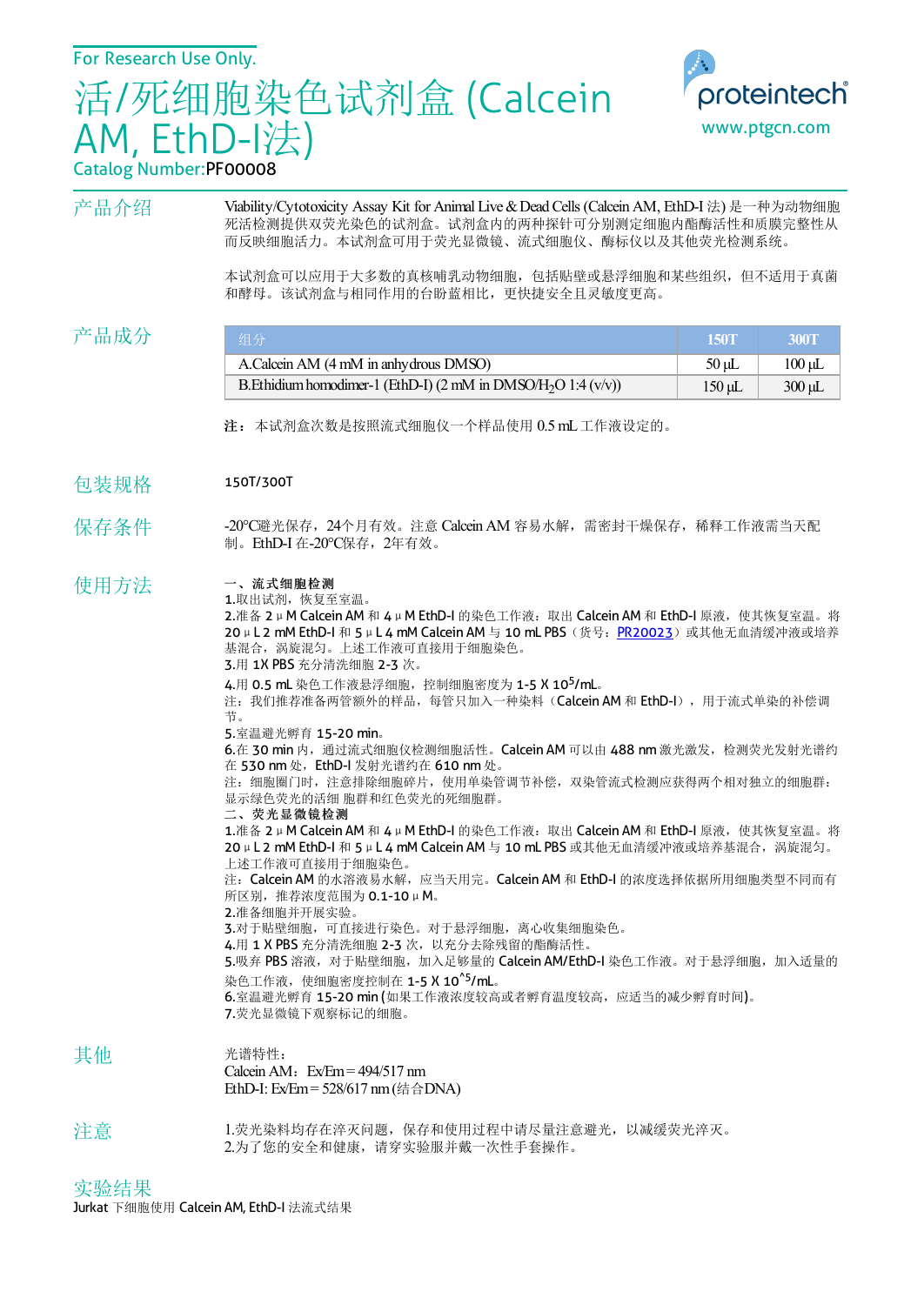For Research Use Only.

# 活/死细胞染色试剂盒 (Calcein AM, EthD-I法)

Catalog Number:PF00008

proteintech
www.ptgcn.com

## 产品介绍

Viability/Cytotoxicity Assay Kit for Animal Live & Dead Cells (Calcein AM, EthD-I 法) 是一种为动物细胞死活检测提供双荧光染色的试剂盒。试剂盒内的两种探针可分别测定细胞内酯酶活性和质膜完整性从而反映细胞活力。本试剂盒可用于荧光显微镜、流式细胞仪、酶标仪以及其他荧光检测系统。

本试剂盒可以应用于大多数的真核哺乳动物细胞，包括贴壁或悬浮细胞和某些组织，但不适用于真菌和酵母。该试剂盒与相同作用的台盼蓝相比，更快捷安全且灵敏度更高。

## 产品成分

| 组分 | 150T | 300T |
|---|---|---|
| A.Calcein AM (4 mM in anhydrous DMSO) | 50 μL | 100 μL |
| B.Ethidium homodimer-1 (EthD-I) (2 mM in DMSO/$H_2O$ 1:4 (v/v)) | 150 μL | 300 μL |

注：本试剂盒次数是按照流式细胞仪一个样品使用 0.5 mL 工作液设定的。

## 包装规格

150T/300T

## 保存条件

-20°C避光保存，24个月有效。注意 Calcein AM 容易水解，需密封干燥保存，稀释工作液需当天配制。EthD-I 在-20°C保存，2年有效。

## 使用方法

**一、流式细胞检测**

1.取出试剂，恢复至室温。
2.准备 2 μM Calcein AM 和 4 μM EthD-I 的染色工作液：取出 Calcein AM 和 EthD-I 原液，使其恢复室温。将 20 μL 2 mM EthD-I 和 5 μL 4 mM Calcein AM 与 10 mL PBS（货号：PR20023）或其他无血清缓冲液或培养基混合，涡旋混匀。上述工作液可直接用于细胞染色。
3.用 1X PBS 充分清洗细胞 2-3 次。
4.用 0.5 mL 染色工作液悬浮细胞，控制细胞密度为 1-5 X $10^5$/mL。
注：我们推荐准备两管额外的样品，每管只加入一种染料（Calcein AM 和 EthD-I），用于流式单染的补偿调节。
5.室温避光孵育 15-20 min。
6.在 30 min 内，通过流式细胞仪检测细胞活性。Calcein AM 可以由 488 nm 激光激发，检测荧光发射光谱约在 530 nm 处，EthD-I 发射光谱约在 610 nm 处。
注：细胞圈门时，注意排除细胞碎片，使用单染管调节补偿，双染管流式检测应获得两个相对独立的细胞群：显示绿色荧光的活细 胞群和红色荧光的死细胞群。

**二、荧光显微镜检测**

1.准备 2 μM Calcein AM 和 4 μM EthD-I 的染色工作液：取出 Calcein AM 和 EthD-I 原液，使其恢复室温。将 20 μL 2 mM EthD-I 和 5 μL 4 mM Calcein AM 与 10 mL PBS 或其他无血清缓冲液或培养基混合，涡旋混匀。上述工作液可直接用于细胞染色。
注：Calcein AM 的水溶液易水解，应当天用完。Calcein AM 和 EthD-I 的浓度选择依据所用细胞类型不同而有所区别，推荐浓度范围为 0.1-10 μM。
2.准备细胞并开展实验。
3.对于贴壁细胞，可直接进行染色。对于悬浮细胞，离心收集细胞染色。
4.用 1 X PBS 充分清洗细胞 2-3 次，以充分去除残留的酯酶活性。
5.吸弃 PBS 溶液，对于贴壁细胞，加入足够量的 Calcein AM/EthD-I 染色工作液。对于悬浮细胞，加入适量的染色工作液，使细胞密度控制在 1-5 X 10^5/mL。
6.室温避光孵育 15-20 min (如果工作液浓度较高或者孵育温度较高，应适当的减少孵育时间)。
7.荧光显微镜下观察标记的细胞。

## 其他

光谱特性：
Calcein AM：Ex/Em = 494/517 nm
EthD-I: Ex/Em = 528/617 nm (结合DNA)

## 注意

1.荧光染料均存在淬灭问题，保存和使用过程中请尽量注意避光，以减缓荧光淬灭。
2.为了您的安全和健康，请穿实验服并戴一次性手套操作。

## 实验结果

Jurkat 下细胞使用 Calcein AM, EthD-I 法流式结果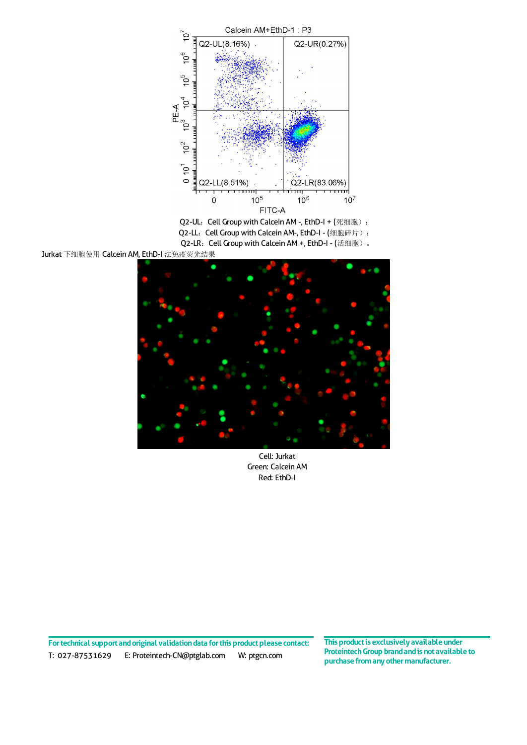Calcein AM+EthD-1 : P3

Q2-UL(8.16%)

Q2-UR(0.27%)

Q2-LL(8.51%)

Q2-LR(83.06%)

PE-A

FITC-A

Q2-UL：Cell Group with Calcein AM -, EthD-I + (死细胞）；

Q2-LL：Cell Group with Calcein AM-, EthD-I - (细胞碎片）；

Q2-LR：Cell Group with Calcein AM +, EthD-I - (活细胞）。

Jurkat 下细胞使用 Calcein AM, EthD-I 法免疫荧光结果

Cell: Jurkat

Green: Calcein AM

Red: EthD-I

**For technical support and original validation data for this product please contact:**

T: 027-87531629 E: Proteintech-CN@ptglab.com W: ptgcn.com

**This product is exclusively available under Proteintech Group brand and is not available to purchase from any other manufacturer.**